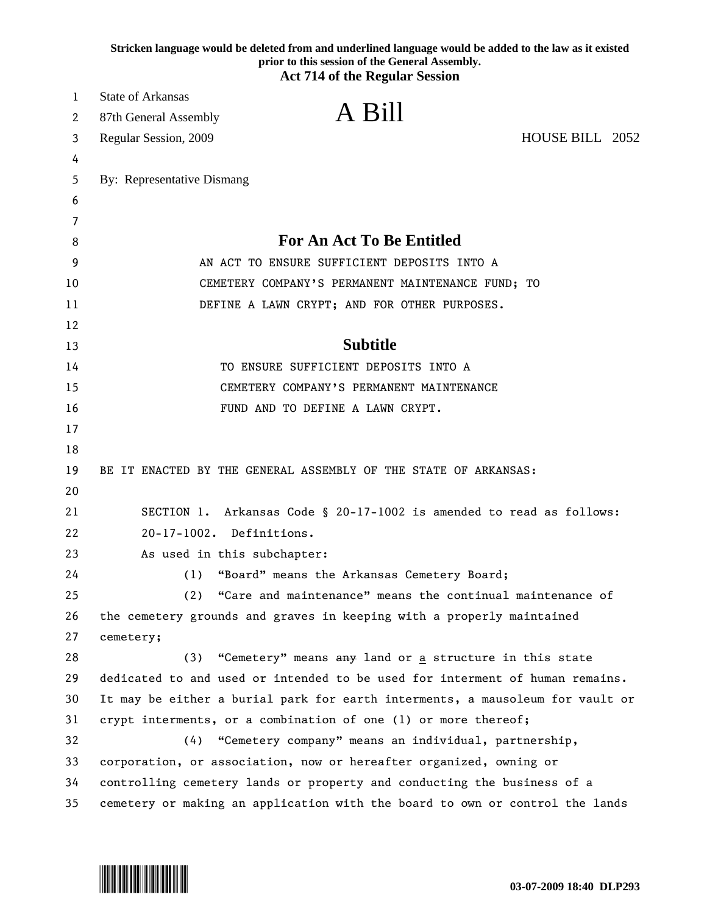**Stricken language would be deleted from and underlined language would be added to the law as it existed prior to this session of the General Assembly.**

**Act 714 of the Regular Session**

State of Arkansas
87th General Assembly
Regular Session, 2009

# A Bill

HOUSE BILL 2052

By: Representative Dismang

## For An Act To Be Entitled

AN ACT TO ENSURE SUFFICIENT DEPOSITS INTO A CEMETERY COMPANY'S PERMANENT MAINTENANCE FUND; TO DEFINE A LAWN CRYPT; AND FOR OTHER PURPOSES.

## Subtitle

TO ENSURE SUFFICIENT DEPOSITS INTO A CEMETERY COMPANY'S PERMANENT MAINTENANCE FUND AND TO DEFINE A LAWN CRYPT.

BE IT ENACTED BY THE GENERAL ASSEMBLY OF THE STATE OF ARKANSAS:

SECTION 1. Arkansas Code § 20-17-1002 is amended to read as follows:

20-17-1002. Definitions.

As used in this subchapter:

(1) "Board" means the Arkansas Cemetery Board;

(2) "Care and maintenance" means the continual maintenance of the cemetery grounds and graves in keeping with a properly maintained cemetery;

(3) "Cemetery" means ~~any~~ land or a structure in this state dedicated to and used or intended to be used for interment of human remains. It may be either a burial park for earth interments, a mausoleum for vault or crypt interments, or a combination of one (1) or more thereof;

(4) "Cemetery company" means an individual, partnership, corporation, or association, now or hereafter organized, owning or controlling cemetery lands or property and conducting the business of a cemetery or making an application with the board to own or control the lands

03-07-2009 18:40 DLP293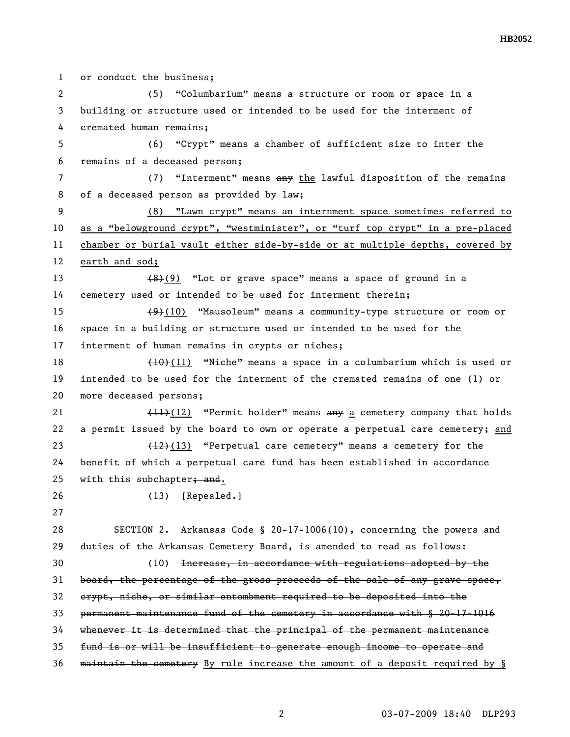or conduct the business;

(5) "Columbarium" means a structure or room or space in a building or structure used or intended to be used for the interment of cremated human remains;

(6) "Crypt" means a chamber of sufficient size to inter the remains of a deceased person;

(7) "Interment" means ~~any~~ the lawful disposition of the remains of a deceased person as provided by law;

(8) "Lawn crypt" means an internment space sometimes referred to as a "belowground crypt", "westminister", or "turf top crypt" in a pre-placed chamber or burial vault either side-by-side or at multiple depths, covered by earth and sod;

~~(8)~~(9) "Lot or grave space" means a space of ground in a cemetery used or intended to be used for interment therein;

~~(9)~~(10) "Mausoleum" means a community-type structure or room or space in a building or structure used or intended to be used for the interment of human remains in crypts or niches;

~~(10)~~(11) "Niche" means a space in a columbarium which is used or intended to be used for the interment of the cremated remains of one (1) or more deceased persons;

~~(11)~~(12) "Permit holder" means ~~any~~ a cemetery company that holds a permit issued by the board to own or operate a perpetual care cemetery; and

~~(12)~~(13) "Perpetual care cemetery" means a cemetery for the benefit of which a perpetual care fund has been established in accordance with this subchapter~~; and~~.

~~(13) [Repealed.]~~

SECTION 2. Arkansas Code § 20-17-1006(10), concerning the powers and duties of the Arkansas Cemetery Board, is amended to read as follows:

(10) ~~Increase, in accordance with regulations adopted by the board, the percentage of the gross proceeds of the sale of any grave space, crypt, niche, or similar entombment required to be deposited into the permanent maintenance fund of the cemetery in accordance with § 20-17-1016 whenever it is determined that the principal of the permanent maintenance fund is or will be insufficient to generate enough income to operate and maintain the cemetery~~ By rule increase the amount of a deposit required by §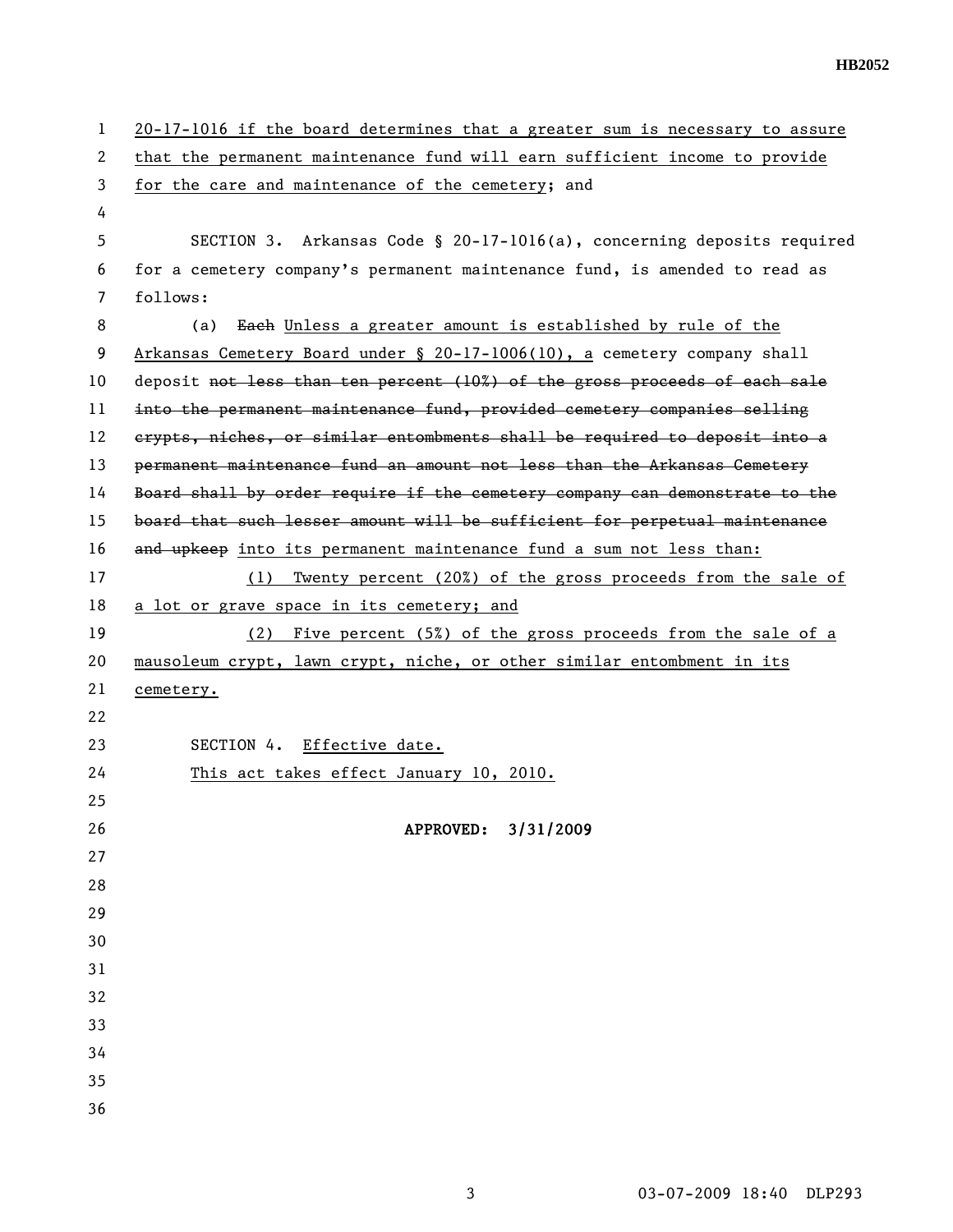20-17-1016 if the board determines that a greater sum is necessary to assure that the permanent maintenance fund will earn sufficient income to provide for the care and maintenance of the cemetery; and

SECTION 3. Arkansas Code § 20-17-1016(a), concerning deposits required for a cemetery company's permanent maintenance fund, is amended to read as follows:

(a) ~~Each~~ Unless a greater amount is established by rule of the Arkansas Cemetery Board under § 20-17-1006(10), a cemetery company shall deposit ~~not less than ten percent (10%) of the gross proceeds of each sale into the permanent maintenance fund, provided cemetery companies selling crypts, niches, or similar entombments shall be required to deposit into a permanent maintenance fund an amount not less than the Arkansas Cemetery Board shall by order require if the cemetery company can demonstrate to the board that such lesser amount will be sufficient for perpetual maintenance and upkeep~~ into its permanent maintenance fund a sum not less than:

(1) Twenty percent (20%) of the gross proceeds from the sale of a lot or grave space in its cemetery; and

(2) Five percent (5%) of the gross proceeds from the sale of a mausoleum crypt, lawn crypt, niche, or other similar entombment in its cemetery.

SECTION 4. Effective date.

This act takes effect January 10, 2010.

**APPROVED: 3/31/2009**